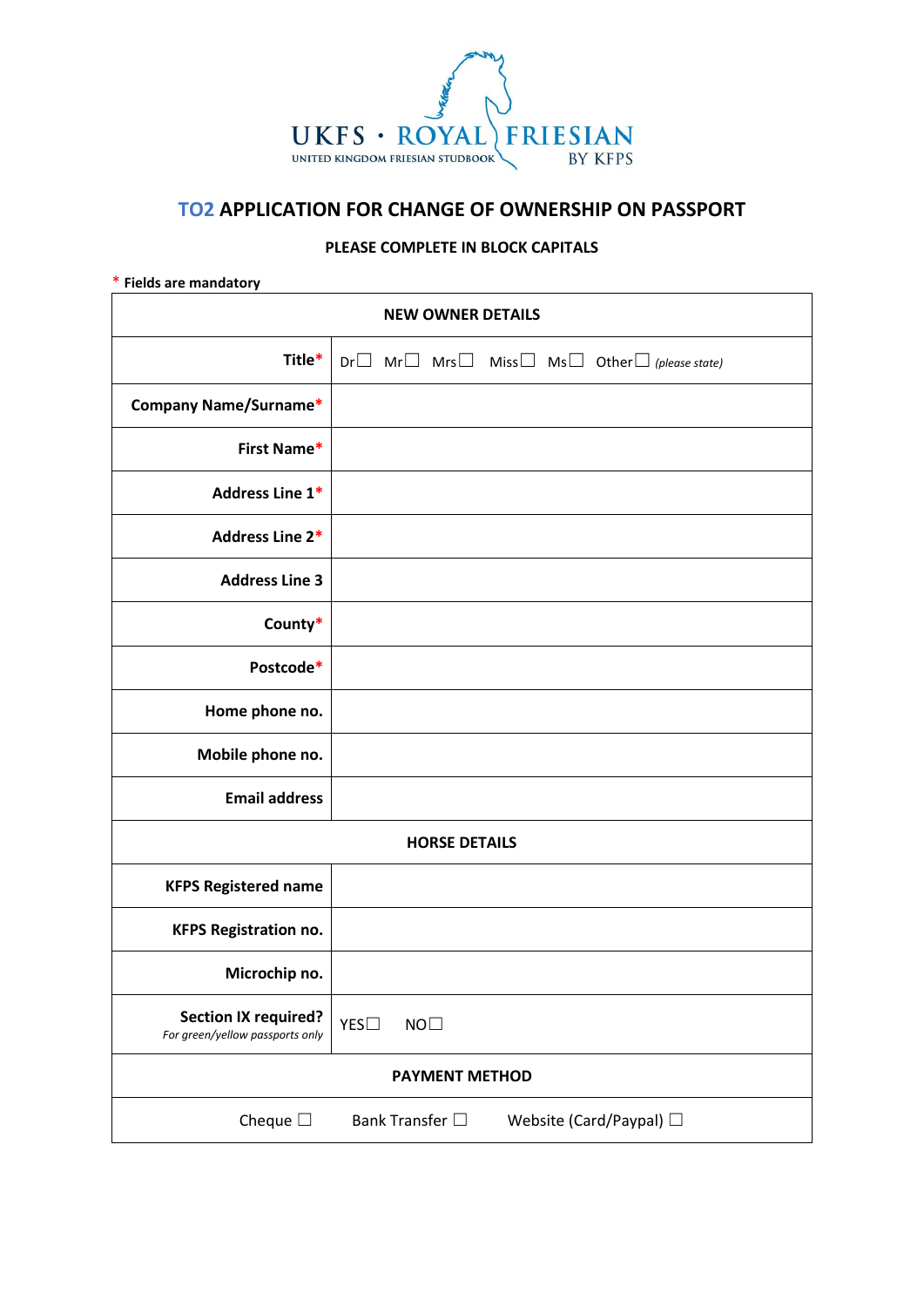UKFS · ROYAL FRIESIAN

UNITED KINGDOM FRIESIAN STUDBOOK BY KFPS

# TO2 APPLICATION FOR CHANGE OF OWNERSHIP ON PASSPORT

**PLEASE COMPLETE IN BLOCK CAPITALS**

\* **Fields are mandatory**

| NEW OWNER DETAILS | |
|---|---|
| **Title*** | Dr☐ Mr☐ Mrs☐ Miss☐ Ms☐ Other☐ *(please state)* |
| **Company Name/Surname*** | |
| **First Name*** | |
| **Address Line 1*** | |
| **Address Line 2*** | |
| **Address Line 3** | |
| **County*** | |
| **Postcode*** | |
| **Home phone no.** | |
| **Mobile phone no.** | |
| **Email address** | |
| **HORSE DETAILS** | |
| **KFPS Registered name** | |
| **KFPS Registration no.** | |
| **Microchip no.** | |
| **Section IX required?** *For green/yellow passports only* | YES☐ NO☐ |
| **PAYMENT METHOD** | |
| Cheque ☐ Bank Transfer ☐ Website (Card/Paypal) ☐ | |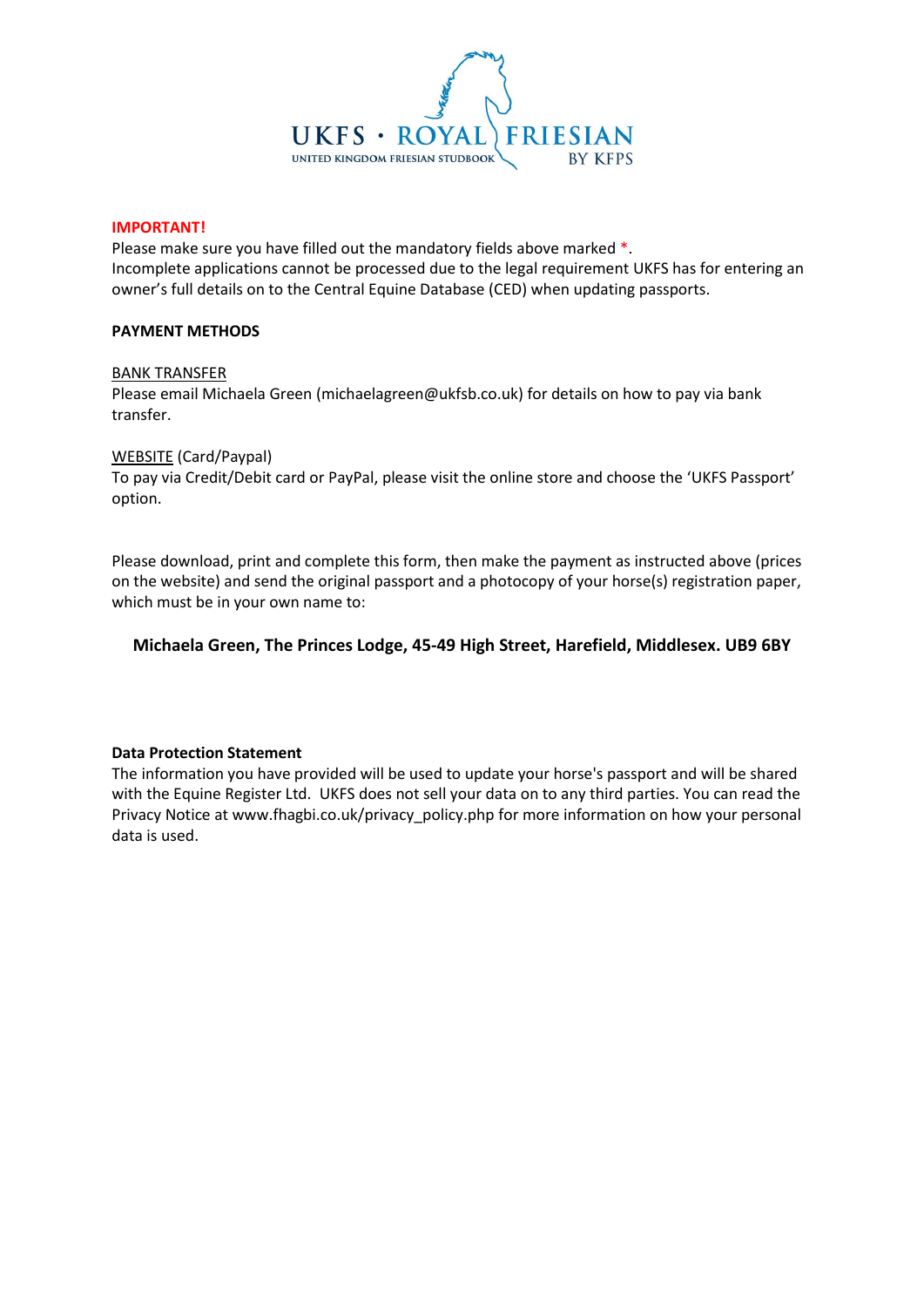**IMPORTANT!**

Please make sure you have filled out the mandatory fields above marked *.
Incomplete applications cannot be processed due to the legal requirement UKFS has for entering an owner's full details on to the Central Equine Database (CED) when updating passports.

**PAYMENT METHODS**

BANK TRANSFER
Please email Michaela Green (michaelagreen@ukfsb.co.uk) for details on how to pay via bank transfer.

WEBSITE (Card/Paypal)
To pay via Credit/Debit card or PayPal, please visit the online store and choose the 'UKFS Passport' option.

Please download, print and complete this form, then make the payment as instructed above (prices on the website) and send the original passport and a photocopy of your horse(s) registration paper, which must be in your own name to:

**Michaela Green, The Princes Lodge, 45-49 High Street, Harefield, Middlesex. UB9 6BY**

**Data Protection Statement**

The information you have provided will be used to update your horse's passport and will be shared with the Equine Register Ltd. UKFS does not sell your data on to any third parties. You can read the Privacy Notice at www.fhagbi.co.uk/privacy_policy.php for more information on how your personal data is used.